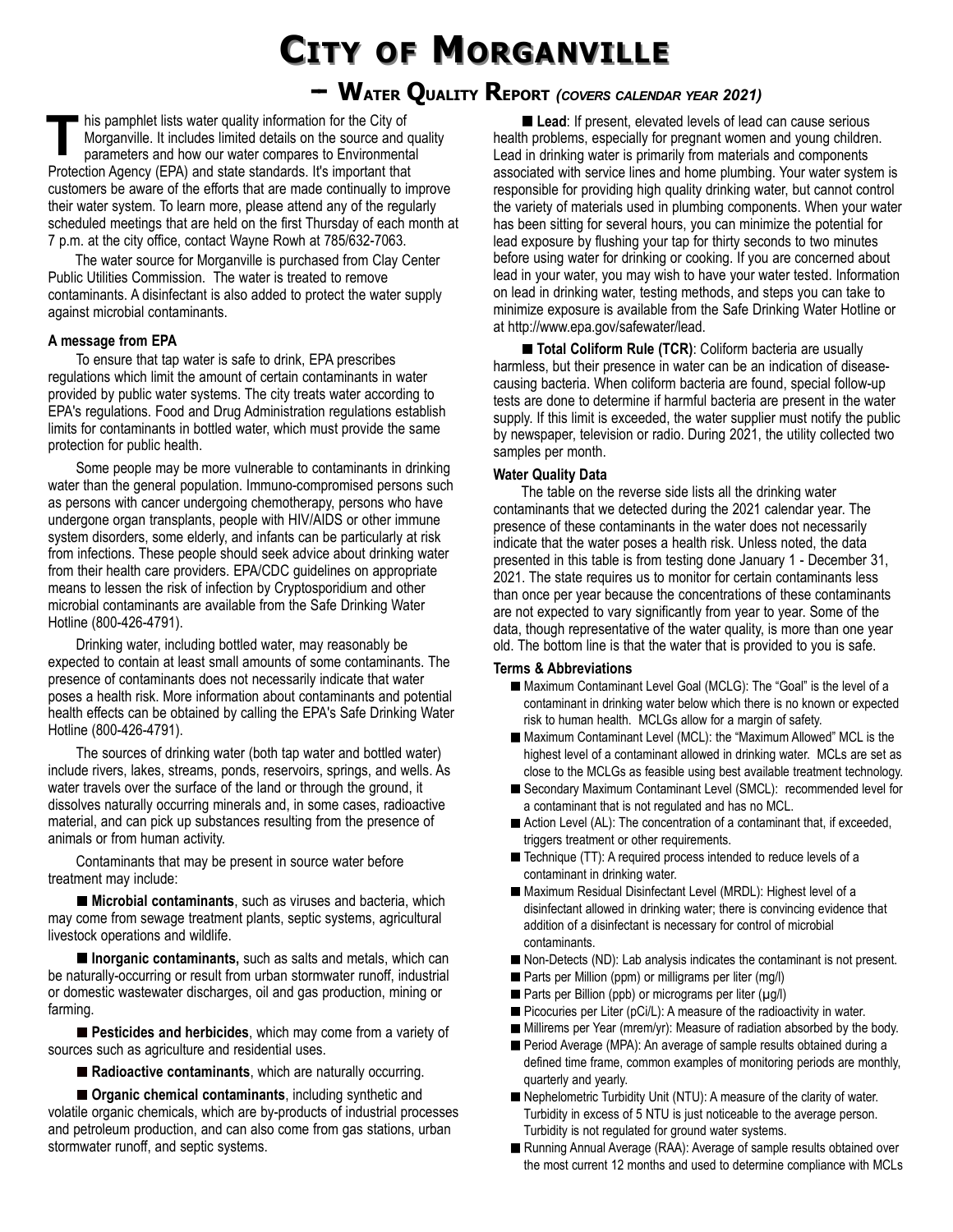# City of Morganville

## – Water Quality Report *(covers calendar year 2021)*

This pamphlet lists water quality information for the City of Morganville. It includes limited details on the source and quality parameters and how our water compares to Environmental Protection Agency (EPA) and state standards. It's important that customers be aware of the efforts that are made continually to improve their water system. To learn more, please attend any of the regularly scheduled meetings that are held on the first Thursday of each month at 7 p.m. at the city office, contact Wayne Rowh at 785/632-7063.

The water source for Morganville is purchased from Clay Center Public Utilities Commission. The water is treated to remove contaminants. A disinfectant is also added to protect the water supply against microbial contaminants.

**A message from EPA**

To ensure that tap water is safe to drink, EPA prescribes regulations which limit the amount of certain contaminants in water provided by public water systems. The city treats water according to EPA's regulations. Food and Drug Administration regulations establish limits for contaminants in bottled water, which must provide the same protection for public health.

Some people may be more vulnerable to contaminants in drinking water than the general population. Immuno-compromised persons such as persons with cancer undergoing chemotherapy, persons who have undergone organ transplants, people with HIV/AIDS or other immune system disorders, some elderly, and infants can be particularly at risk from infections. These people should seek advice about drinking water from their health care providers. EPA/CDC guidelines on appropriate means to lessen the risk of infection by Cryptosporidium and other microbial contaminants are available from the Safe Drinking Water Hotline (800-426-4791).

Drinking water, including bottled water, may reasonably be expected to contain at least small amounts of some contaminants. The presence of contaminants does not necessarily indicate that water poses a health risk. More information about contaminants and potential health effects can be obtained by calling the EPA's Safe Drinking Water Hotline (800-426-4791).

The sources of drinking water (both tap water and bottled water) include rivers, lakes, streams, ponds, reservoirs, springs, and wells. As water travels over the surface of the land or through the ground, it dissolves naturally occurring minerals and, in some cases, radioactive material, and can pick up substances resulting from the presence of animals or from human activity.

Contaminants that may be present in source water before treatment may include:

■ **Microbial contaminants**, such as viruses and bacteria, which may come from sewage treatment plants, septic systems, agricultural livestock operations and wildlife.

■ **Inorganic contaminants,** such as salts and metals, which can be naturally-occurring or result from urban stormwater runoff, industrial or domestic wastewater discharges, oil and gas production, mining or farming.

■ **Pesticides and herbicides**, which may come from a variety of sources such as agriculture and residential uses.

■ **Radioactive contaminants**, which are naturally occurring.

■ **Organic chemical contaminants**, including synthetic and volatile organic chemicals, which are by-products of industrial processes and petroleum production, and can also come from gas stations, urban stormwater runoff, and septic systems.

■ **Lead**: If present, elevated levels of lead can cause serious health problems, especially for pregnant women and young children. Lead in drinking water is primarily from materials and components associated with service lines and home plumbing. Your water system is responsible for providing high quality drinking water, but cannot control the variety of materials used in plumbing components. When your water has been sitting for several hours, you can minimize the potential for lead exposure by flushing your tap for thirty seconds to two minutes before using water for drinking or cooking. If you are concerned about lead in your water, you may wish to have your water tested. Information on lead in drinking water, testing methods, and steps you can take to minimize exposure is available from the Safe Drinking Water Hotline or at http://www.epa.gov/safewater/lead.

■ **Total Coliform Rule (TCR)**: Coliform bacteria are usually harmless, but their presence in water can be an indication of disease-causing bacteria. When coliform bacteria are found, special follow-up tests are done to determine if harmful bacteria are present in the water supply. If this limit is exceeded, the water supplier must notify the public by newspaper, television or radio. During 2021, the utility collected two samples per month.

**Water Quality Data**

The table on the reverse side lists all the drinking water contaminants that we detected during the 2021 calendar year. The presence of these contaminants in the water does not necessarily indicate that the water poses a health risk. Unless noted, the data presented in this table is from testing done January 1 - December 31, 2021. The state requires us to monitor for certain contaminants less than once per year because the concentrations of these contaminants are not expected to vary significantly from year to year. Some of the data, though representative of the water quality, is more than one year old. The bottom line is that the water that is provided to you is safe.

**Terms & Abbreviations**

- Maximum Contaminant Level Goal (MCLG): The "Goal" is the level of a contaminant in drinking water below which there is no known or expected risk to human health. MCLGs allow for a margin of safety.
- Maximum Contaminant Level (MCL): the "Maximum Allowed" MCL is the highest level of a contaminant allowed in drinking water. MCLs are set as close to the MCLGs as feasible using best available treatment technology.
- Secondary Maximum Contaminant Level (SMCL): recommended level for a contaminant that is not regulated and has no MCL.
- Action Level (AL): The concentration of a contaminant that, if exceeded, triggers treatment or other requirements.
- Technique (TT): A required process intended to reduce levels of a contaminant in drinking water.
- Maximum Residual Disinfectant Level (MRDL): Highest level of a disinfectant allowed in drinking water; there is convincing evidence that addition of a disinfectant is necessary for control of microbial contaminants.
- Non-Detects (ND): Lab analysis indicates the contaminant is not present.
- Parts per Million (ppm) or milligrams per liter (mg/l)
- Parts per Billion (ppb) or micrograms per liter (µg/l)
- Picocuries per Liter (pCi/L): A measure of the radioactivity in water.
- Millirems per Year (mrem/yr): Measure of radiation absorbed by the body.
- Period Average (MPA): An average of sample results obtained during a defined time frame, common examples of monitoring periods are monthly, quarterly and yearly.
- Nephelometric Turbidity Unit (NTU): A measure of the clarity of water. Turbidity in excess of 5 NTU is just noticeable to the average person. Turbidity is not regulated for ground water systems.
- Running Annual Average (RAA): Average of sample results obtained over the most current 12 months and used to determine compliance with MCLs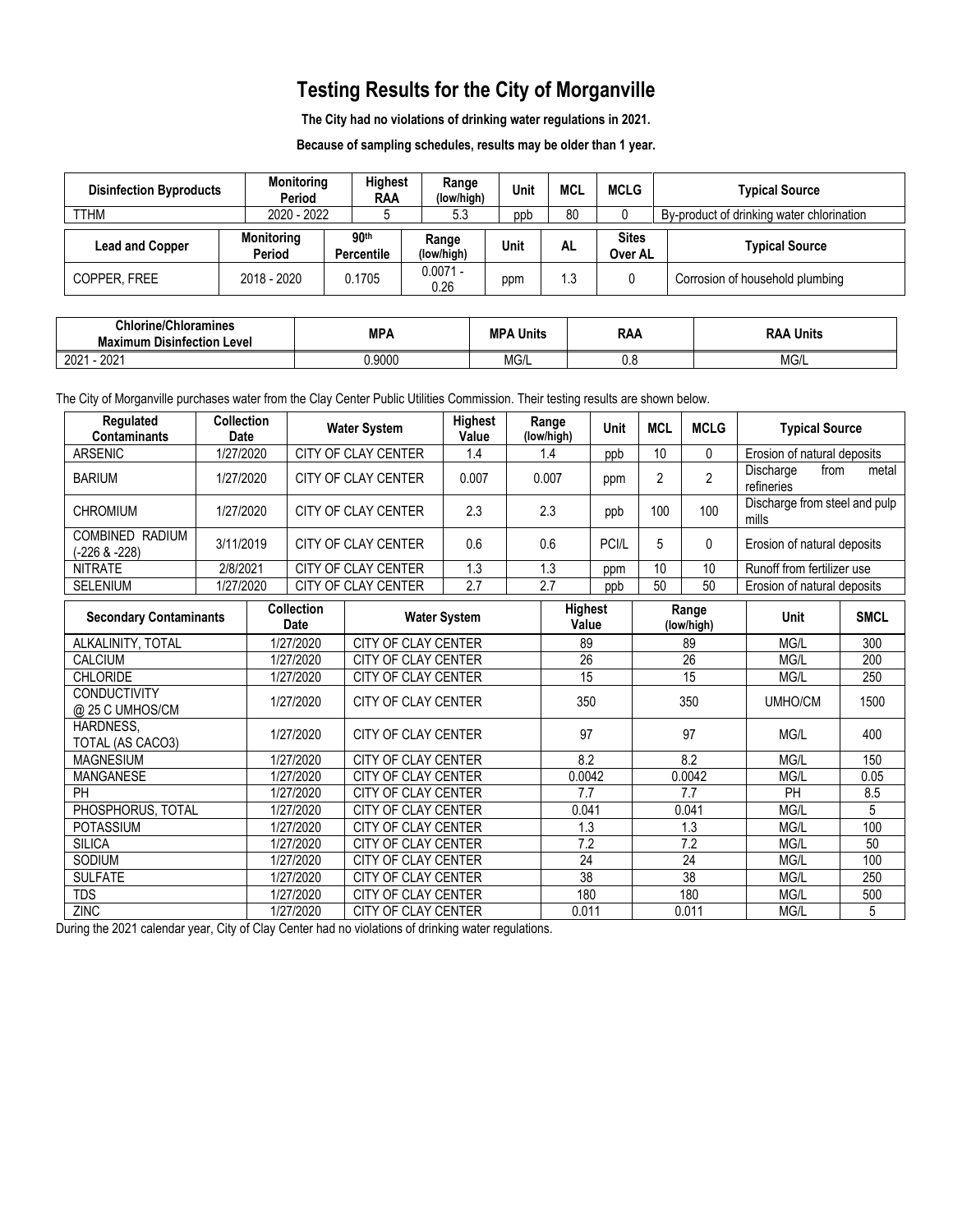# Testing Results for the City of Morganville

**The City had no violations of drinking water regulations in 2021.**

**Because of sampling schedules, results may be older than 1 year.**

| Disinfection Byproducts | Monitoring Period | Highest RAA | Range (low/high) | Unit | MCL | MCLG | Typical Source |
|---|---|---|---|---|---|---|---|
| TTHM | 2020 - 2022 | 5 | 5.3 | ppb | 80 | 0 | By-product of drinking water chlorination |

| Lead and Copper | Monitoring Period | 90th Percentile | Range (low/high) | Unit | AL | Sites Over AL | Typical Source |
|---|---|---|---|---|---|---|---|
| COPPER, FREE | 2018 - 2020 | 0.1705 | 0.0071 - 0.26 | ppm | 1.3 | 0 | Corrosion of household plumbing |

| Chlorine/Chloramines Maximum Disinfection Level | MPA | MPA Units | RAA | RAA Units |
|---|---|---|---|---|
| 2021 - 2021 | 0.9000 | MG/L | 0.8 | MG/L |

The City of Morganville purchases water from the Clay Center Public Utilities Commission. Their testing results are shown below.

| Regulated Contaminants | Collection Date | Water System | Highest Value | Range (low/high) | Unit | MCL | MCLG | Typical Source |
|---|---|---|---|---|---|---|---|---|
| ARSENIC | 1/27/2020 | CITY OF CLAY CENTER | 1.4 | 1.4 | ppb | 10 | 0 | Erosion of natural deposits |
| BARIUM | 1/27/2020 | CITY OF CLAY CENTER | 0.007 | 0.007 | ppm | 2 | 2 | Discharge from metal refineries |
| CHROMIUM | 1/27/2020 | CITY OF CLAY CENTER | 2.3 | 2.3 | ppb | 100 | 100 | Discharge from steel and pulp mills |
| COMBINED RADIUM (-226 & -228) | 3/11/2019 | CITY OF CLAY CENTER | 0.6 | 0.6 | PCI/L | 5 | 0 | Erosion of natural deposits |
| NITRATE | 2/8/2021 | CITY OF CLAY CENTER | 1.3 | 1.3 | ppm | 10 | 10 | Runoff from fertilizer use |
| SELENIUM | 1/27/2020 | CITY OF CLAY CENTER | 2.7 | 2.7 | ppb | 50 | 50 | Erosion of natural deposits |

| Secondary Contaminants | Collection Date | Water System | Highest Value | Range (low/high) | Unit | SMCL |
|---|---|---|---|---|---|---|
| ALKALINITY, TOTAL | 1/27/2020 | CITY OF CLAY CENTER | 89 | 89 | MG/L | 300 |
| CALCIUM | 1/27/2020 | CITY OF CLAY CENTER | 26 | 26 | MG/L | 200 |
| CHLORIDE | 1/27/2020 | CITY OF CLAY CENTER | 15 | 15 | MG/L | 250 |
| CONDUCTIVITY @ 25 C UMHOS/CM | 1/27/2020 | CITY OF CLAY CENTER | 350 | 350 | UMHO/CM | 1500 |
| HARDNESS, TOTAL (AS CACO3) | 1/27/2020 | CITY OF CLAY CENTER | 97 | 97 | MG/L | 400 |
| MAGNESIUM | 1/27/2020 | CITY OF CLAY CENTER | 8.2 | 8.2 | MG/L | 150 |
| MANGANESE | 1/27/2020 | CITY OF CLAY CENTER | 0.0042 | 0.0042 | MG/L | 0.05 |
| PH | 1/27/2020 | CITY OF CLAY CENTER | 7.7 | 7.7 | PH | 8.5 |
| PHOSPHORUS, TOTAL | 1/27/2020 | CITY OF CLAY CENTER | 0.041 | 0.041 | MG/L | 5 |
| POTASSIUM | 1/27/2020 | CITY OF CLAY CENTER | 1.3 | 1.3 | MG/L | 100 |
| SILICA | 1/27/2020 | CITY OF CLAY CENTER | 7.2 | 7.2 | MG/L | 50 |
| SODIUM | 1/27/2020 | CITY OF CLAY CENTER | 24 | 24 | MG/L | 100 |
| SULFATE | 1/27/2020 | CITY OF CLAY CENTER | 38 | 38 | MG/L | 250 |
| TDS | 1/27/2020 | CITY OF CLAY CENTER | 180 | 180 | MG/L | 500 |
| ZINC | 1/27/2020 | CITY OF CLAY CENTER | 0.011 | 0.011 | MG/L | 5 |

During the 2021 calendar year, City of Clay Center had no violations of drinking water regulations.